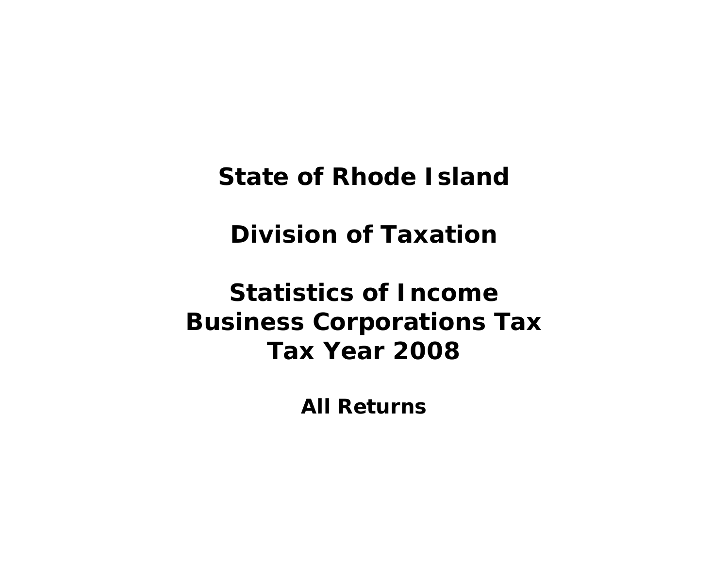# State of Rhode Island

# Division of Taxation

# Statistics of Income
# Business Corporations Tax
# Tax Year 2008

## All Returns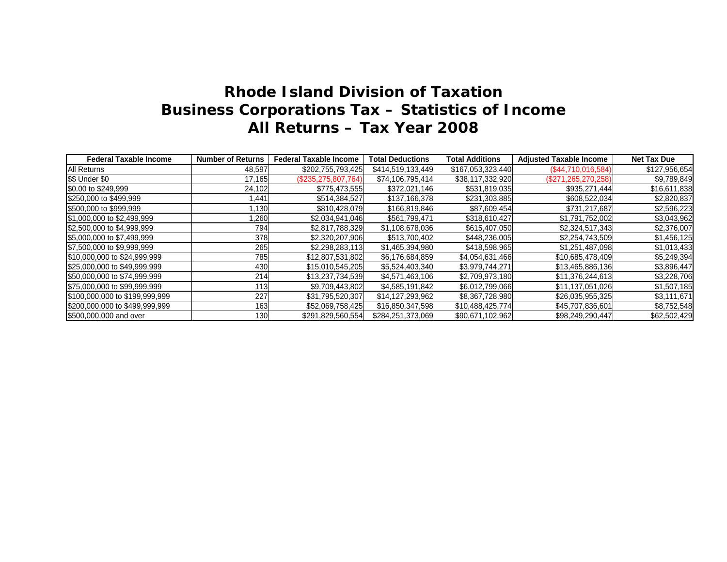# Rhode Island Division of Taxation
# Business Corporations Tax – Statistics of Income
# All Returns – Tax Year 2008

| Federal Taxable Income | Number of Returns | Federal Taxable Income | Total Deductions | Total Additions | Adjusted Taxable Income | Net Tax Due |
|---|---|---|---|---|---|---|
| All Returns | 48,597 | $202,755,793,425 | $414,519,133,449 | $167,053,323,440 | ($44,710,016,584) | $127,956,654 |
| $$ Under $0 | 17,165 | ($235,275,807,764) | $74,106,795,414 | $38,117,332,920 | ($271,265,270,258) | $9,789,849 |
| $0.00 to $249,999 | 24,102 | $775,473,555 | $372,021,146 | $531,819,035 | $935,271,444 | $16,611,838 |
| $250,000 to $499,999 | 1,441 | $514,384,527 | $137,166,378 | $231,303,885 | $608,522,034 | $2,820,837 |
| $500,000 to $999,999 | 1,130 | $810,428,079 | $166,819,846 | $87,609,454 | $731,217,687 | $2,596,223 |
| $1,000,000 to $2,499,999 | 1,260 | $2,034,941,046 | $561,799,471 | $318,610,427 | $1,791,752,002 | $3,043,962 |
| $2,500,000 to $4,999,999 | 794 | $2,817,788,329 | $1,108,678,036 | $615,407,050 | $2,324,517,343 | $2,376,007 |
| $5,000,000 to $7,499,999 | 378 | $2,320,207,906 | $513,700,402 | $448,236,005 | $2,254,743,509 | $1,456,125 |
| $7,500,000 to $9,999,999 | 265 | $2,298,283,113 | $1,465,394,980 | $418,598,965 | $1,251,487,098 | $1,013,433 |
| $10,000,000 to $24,999,999 | 785 | $12,807,531,802 | $6,176,684,859 | $4,054,631,466 | $10,685,478,409 | $5,249,394 |
| $25,000,000 to $49,999,999 | 430 | $15,010,545,205 | $5,524,403,340 | $3,979,744,271 | $13,465,886,136 | $3,896,447 |
| $50,000,000 to $74,999,999 | 214 | $13,237,734,539 | $4,571,463,106 | $2,709,973,180 | $11,376,244,613 | $3,228,706 |
| $75,000,000 to $99,999,999 | 113 | $9,709,443,802 | $4,585,191,842 | $6,012,799,066 | $11,137,051,026 | $1,507,185 |
| $100,000,000 to $199,999,999 | 227 | $31,795,520,307 | $14,127,293,962 | $8,367,728,980 | $26,035,955,325 | $3,111,671 |
| $200,000,000 to $499,999,999 | 163 | $52,069,758,425 | $16,850,347,598 | $10,488,425,774 | $45,707,836,601 | $8,752,548 |
| $500,000,000 and over | 130 | $291,829,560,554 | $284,251,373,069 | $90,671,102,962 | $98,249,290,447 | $62,502,429 |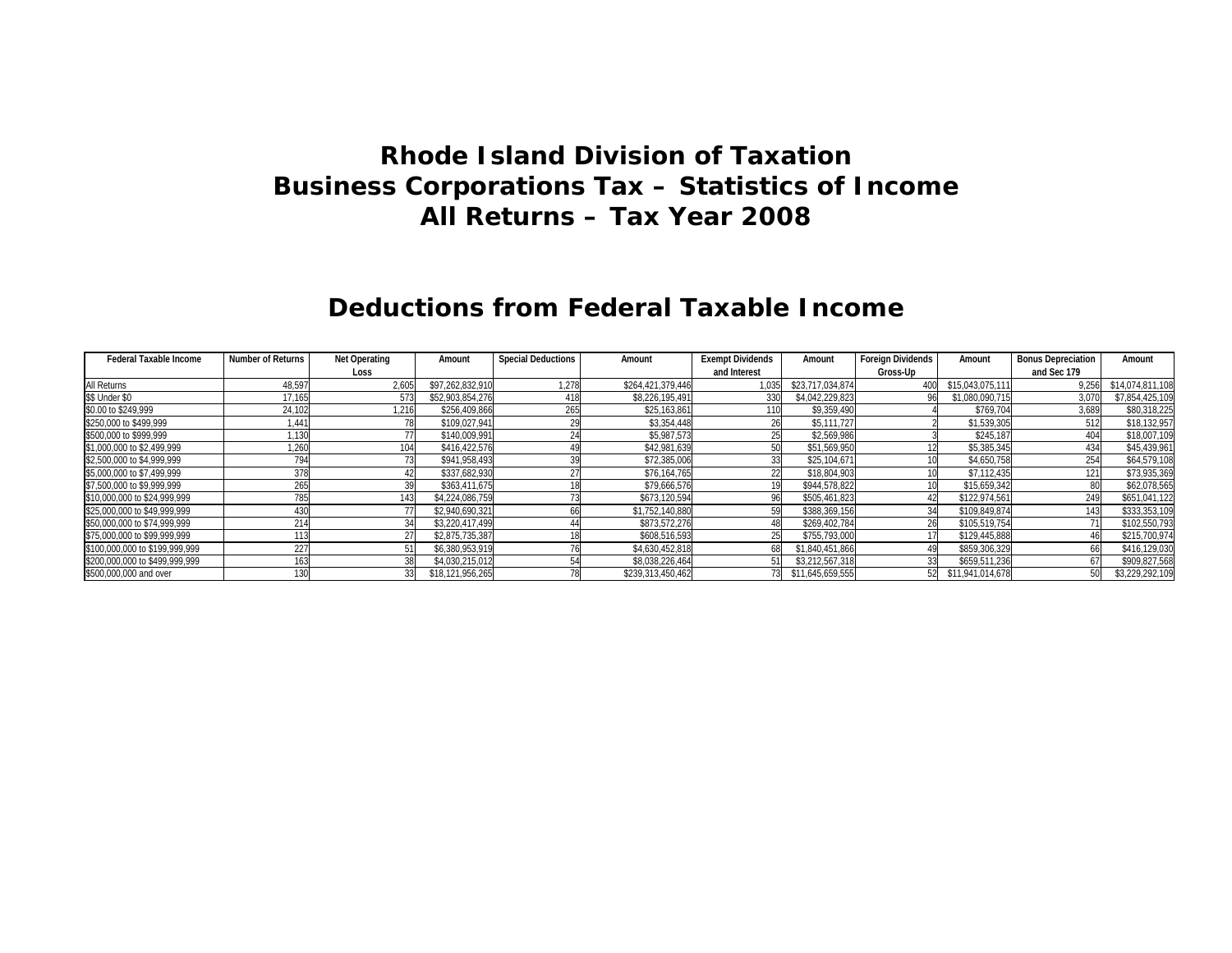# Rhode Island Division of Taxation
# Business Corporations Tax – Statistics of Income
# All Returns – Tax Year 2008

## Deductions from Federal Taxable Income

| Federal Taxable Income | Number of Returns | Net Operating Loss | Amount | Special Deductions | Amount | Exempt Dividends and Interest | Amount | Foreign Dividends Gross-Up | Amount | Bonus Depreciation and Sec 179 | Amount |
|---|---|---|---|---|---|---|---|---|---|---|---|
| All Returns | 48,597 | 2,605 | $97,262,832,910 | 1,278 | $264,421,379,446 | 1,035 | $23,717,034,874 | 400 | $15,043,075,111 | 9,256 | $14,074,811,108 |
| $$ Under $0 | 17,165 | 573 | $52,903,854,276 | 418 | $8,226,195,491 | 330 | $4,042,229,823 | 96 | $1,080,090,715 | 3,070 | $7,854,425,109 |
| $0.00 to $249,999 | 24,102 | 1,216 | $256,409,866 | 265 | $25,163,861 | 110 | $9,359,490 | 4 | $769,704 | 3,689 | $80,318,225 |
| $250,000 to $499,999 | 1,441 | 78 | $109,027,941 | 29 | $3,354,448 | 26 | $5,111,727 | 2 | $1,539,305 | 512 | $18,132,957 |
| $500,000 to $999,999 | 1,130 | 77 | $140,009,991 | 24 | $5,987,573 | 25 | $2,569,986 | 3 | $245,187 | 404 | $18,007,109 |
| $1,000,000 to $2,499,999 | 1,260 | 104 | $416,422,576 | 49 | $42,981,639 | 50 | $51,569,950 | 12 | $5,385,345 | 434 | $45,439,961 |
| $2,500,000 to $4,999,999 | 794 | 73 | $941,958,493 | 39 | $72,385,006 | 33 | $25,104,671 | 10 | $4,650,758 | 254 | $64,579,108 |
| $5,000,000 to $7,499,999 | 378 | 42 | $337,682,930 | 27 | $76,164,765 | 22 | $18,804,903 | 10 | $7,112,435 | 121 | $73,935,369 |
| $7,500,000 to $9,999,999 | 265 | 39 | $363,411,675 | 18 | $79,666,576 | 19 | $944,578,822 | 10 | $15,659,342 | 80 | $62,078,565 |
| $10,000,000 to $24,999,999 | 785 | 143 | $4,224,086,759 | 73 | $673,120,594 | 96 | $505,461,823 | 42 | $122,974,561 | 249 | $651,041,122 |
| $25,000,000 to $49,999,999 | 430 | 77 | $2,940,690,321 | 66 | $1,752,140,880 | 59 | $388,369,156 | 34 | $109,849,874 | 143 | $333,353,109 |
| $50,000,000 to $74,999,999 | 214 | 34 | $3,220,417,499 | 44 | $873,572,276 | 48 | $269,402,784 | 26 | $105,519,754 | 71 | $102,550,793 |
| $75,000,000 to $99,999,999 | 113 | 27 | $2,875,735,387 | 18 | $608,516,593 | 25 | $755,793,000 | 17 | $129,445,888 | 46 | $215,700,974 |
| $100,000,000 to $199,999,999 | 227 | 51 | $6,380,953,919 | 76 | $4,630,452,818 | 68 | $1,840,451,866 | 49 | $859,306,329 | 66 | $416,129,030 |
| $200,000,000 to $499,999,999 | 163 | 38 | $4,030,215,012 | 54 | $8,038,226,464 | 51 | $3,212,567,318 | 33 | $659,511,236 | 67 | $909,827,568 |
| $500,000,000 and over | 130 | 33 | $18,121,956,265 | 78 | $239,313,450,462 | 73 | $11,645,659,555 | 52 | $11,941,014,678 | 50 | $3,229,292,109 |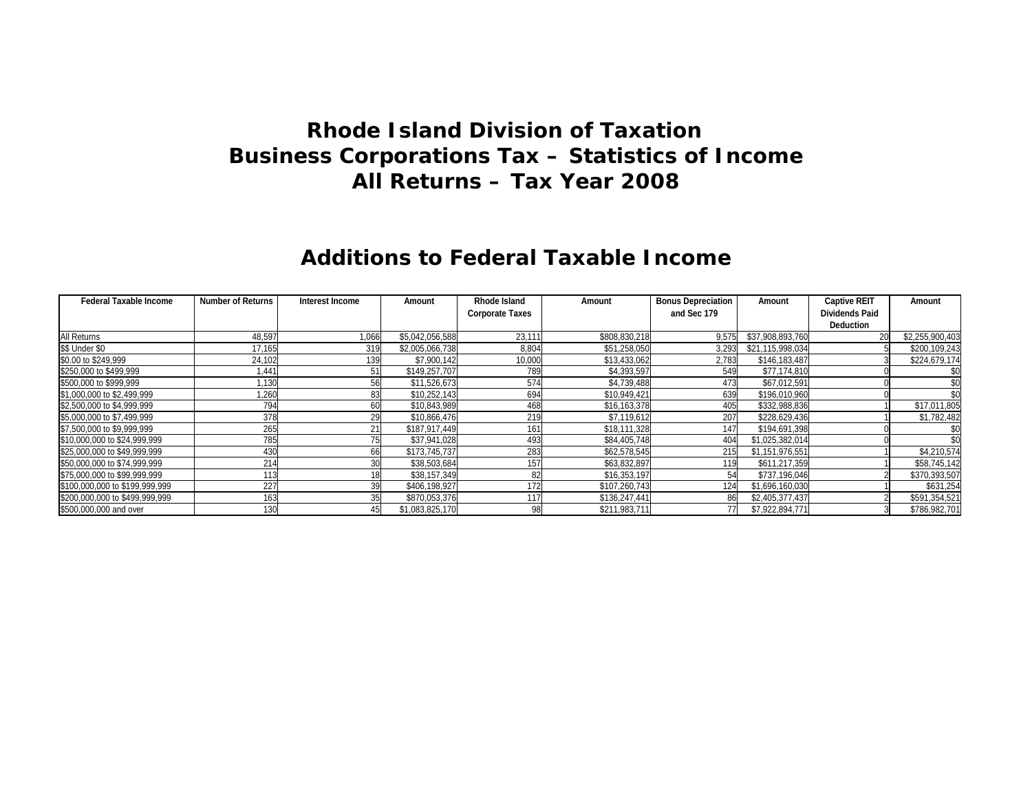# Rhode Island Division of Taxation
# Business Corporations Tax – Statistics of Income
# All Returns – Tax Year 2008

## Additions to Federal Taxable Income

| Federal Taxable Income | Number of Returns | Interest Income | Amount | Rhode Island Corporate Taxes | Amount | Bonus Depreciation and Sec 179 | Amount | Captive REIT Dividends Paid Deduction | Amount |
|---|---|---|---|---|---|---|---|---|---|
| All Returns | 48,597 | 1,066 | $5,042,056,588 | 23,111 | $808,830,218 | 9,575 | $37,908,893,760 | 20 | $2,255,900,403 |
| $$ Under $0 | 17,165 | 319 | $2,005,066,738 | 8,804 | $51,258,050 | 3,293 | $21,115,998,034 | 5 | $200,109,243 |
| $0.00 to $249,999 | 24,102 | 139 | $7,900,142 | 10,000 | $13,433,062 | 2,783 | $146,183,487 | 3 | $224,679,174 |
| $250,000 to $499,999 | 1,441 | 51 | $149,257,707 | 789 | $4,393,597 | 549 | $77,174,810 | 0 | $0 |
| $500,000 to $999,999 | 1,130 | 56 | $11,526,673 | 574 | $4,739,488 | 473 | $67,012,591 | 0 | $0 |
| $1,000,000 to $2,499,999 | 1,260 | 83 | $10,252,143 | 694 | $10,949,421 | 639 | $196,010,960 | 0 | $0 |
| $2,500,000 to $4,999,999 | 794 | 60 | $10,843,989 | 468 | $16,163,378 | 405 | $332,988,836 | 1 | $17,011,805 |
| $5,000,000 to $7,499,999 | 378 | 29 | $10,866,476 | 219 | $7,119,612 | 207 | $228,629,436 | 1 | $1,782,482 |
| $7,500,000 to $9,999,999 | 265 | 21 | $187,917,449 | 161 | $18,111,328 | 147 | $194,691,398 | 0 | $0 |
| $10,000,000 to $24,999,999 | 785 | 75 | $37,941,028 | 493 | $84,405,748 | 404 | $1,025,382,014 | 0 | $0 |
| $25,000,000 to $49,999,999 | 430 | 66 | $173,745,737 | 283 | $62,578,545 | 215 | $1,151,976,551 | 1 | $4,210,574 |
| $50,000,000 to $74,999,999 | 214 | 30 | $38,503,684 | 157 | $63,832,897 | 119 | $611,217,359 | 1 | $58,745,142 |
| $75,000,000 to $99,999,999 | 113 | 18 | $38,157,349 | 82 | $16,353,197 | 54 | $737,196,046 | 2 | $370,393,507 |
| $100,000,000 to $199,999,999 | 227 | 39 | $406,198,927 | 172 | $107,260,743 | 124 | $1,696,160,030 | 1 | $631,254 |
| $200,000,000 to $499,999,999 | 163 | 35 | $870,053,376 | 117 | $136,247,441 | 86 | $2,405,377,437 | 2 | $591,354,521 |
| $500,000,000 and over | 130 | 45 | $1,083,825,170 | 98 | $211,983,711 | 77 | $7,922,894,771 | 3 | $786,982,701 |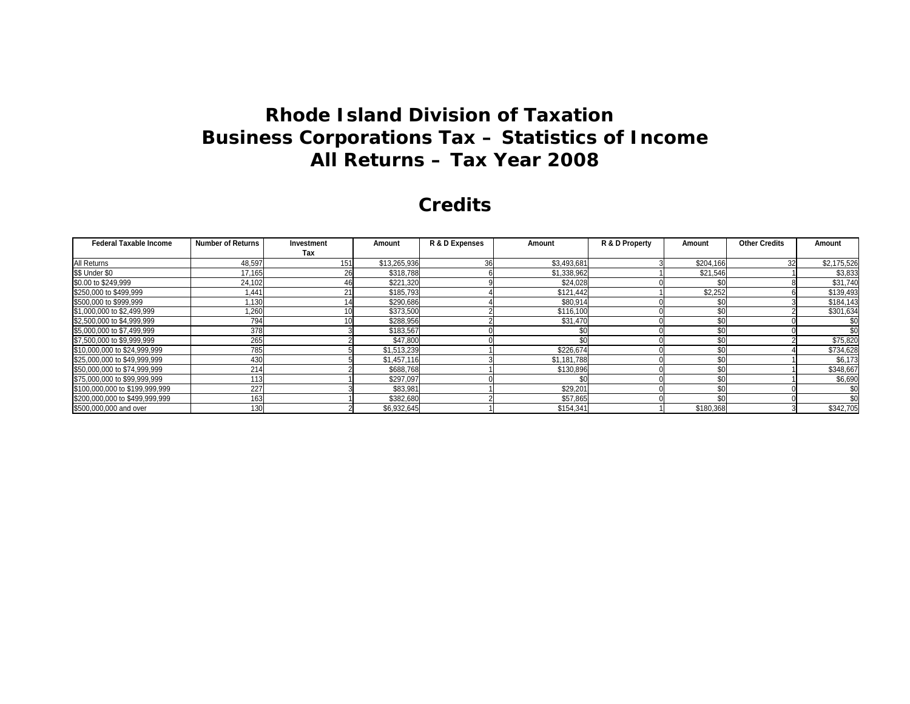# Rhode Island Division of Taxation
# Business Corporations Tax – Statistics of Income
# All Returns – Tax Year 2008

## Credits

| Federal Taxable Income | Number of Returns | Investment Tax | Amount | R & D Expenses | Amount | R & D Property | Amount | Other Credits | Amount |
|---|---|---|---|---|---|---|---|---|---|
| All Returns | 48,597 | 151 | $13,265,936 | 36 | $3,493,681 | 3 | $204,166 | 32 | $2,175,526 |
| $$ Under $0 | 17,165 | 26 | $318,788 | 6 | $1,338,962 | 1 | $21,546 | 1 | $3,833 |
| $0.00 to $249,999 | 24,102 | 46 | $221,320 | 9 | $24,028 | 0 | $0 | 8 | $31,740 |
| $250,000 to $499,999 | 1,441 | 21 | $185,793 | 4 | $121,442 | 1 | $2,252 | 6 | $139,493 |
| $500,000 to $999,999 | 1,130 | 14 | $290,686 | 4 | $80,914 | 0 | $0 | 3 | $184,143 |
| $1,000,000 to $2,499,999 | 1,260 | 10 | $373,500 | 2 | $116,100 | 0 | $0 | 2 | $301,634 |
| $2,500,000 to $4,999,999 | 794 | 10 | $288,956 | 2 | $31,470 | 0 | $0 | 0 | $0 |
| $5,000,000 to $7,499,999 | 378 | 3 | $183,567 | 0 | $0 | 0 | $0 | 0 | $0 |
| $7,500,000 to $9,999,999 | 265 | 2 | $47,800 | 0 | $0 | 0 | $0 | 2 | $75,820 |
| $10,000,000 to $24,999,999 | 785 | 5 | $1,513,239 | 1 | $226,674 | 0 | $0 | 4 | $734,628 |
| $25,000,000 to $49,999,999 | 430 | 5 | $1,457,116 | 3 | $1,181,788 | 0 | $0 | 1 | $6,173 |
| $50,000,000 to $74,999,999 | 214 | 2 | $688,768 | 1 | $130,896 | 0 | $0 | 1 | $348,667 |
| $75,000,000 to $99,999,999 | 113 | 1 | $297,097 | 0 | $0 | 0 | $0 | 1 | $6,690 |
| $100,000,000 to $199,999,999 | 227 | 3 | $83,981 | 1 | $29,201 | 0 | $0 | 0 | $0 |
| $200,000,000 to $499,999,999 | 163 | 1 | $382,680 | 2 | $57,865 | 0 | $0 | 0 | $0 |
| $500,000,000 and over | 130 | 2 | $6,932,645 | 1 | $154,341 | 1 | $180,368 | 3 | $342,705 |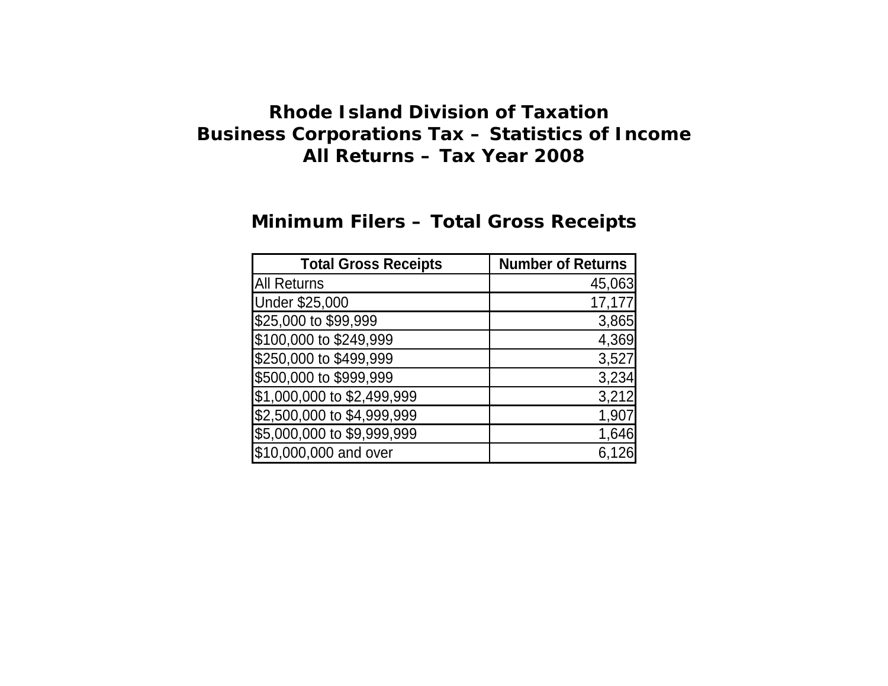# Rhode Island Division of Taxation
# Business Corporations Tax – Statistics of Income
# All Returns – Tax Year 2008

## Minimum Filers – Total Gross Receipts

| Total Gross Receipts | Number of Returns |
|---|---:|
| All Returns | 45,063 |
| Under $25,000 | 17,177 |
| $25,000 to $99,999 | 3,865 |
| $100,000 to $249,999 | 4,369 |
| $250,000 to $499,999 | 3,527 |
| $500,000 to $999,999 | 3,234 |
| $1,000,000 to $2,499,999 | 3,212 |
| $2,500,000 to $4,999,999 | 1,907 |
| $5,000,000 to $9,999,999 | 1,646 |
| $10,000,000 and over | 6,126 |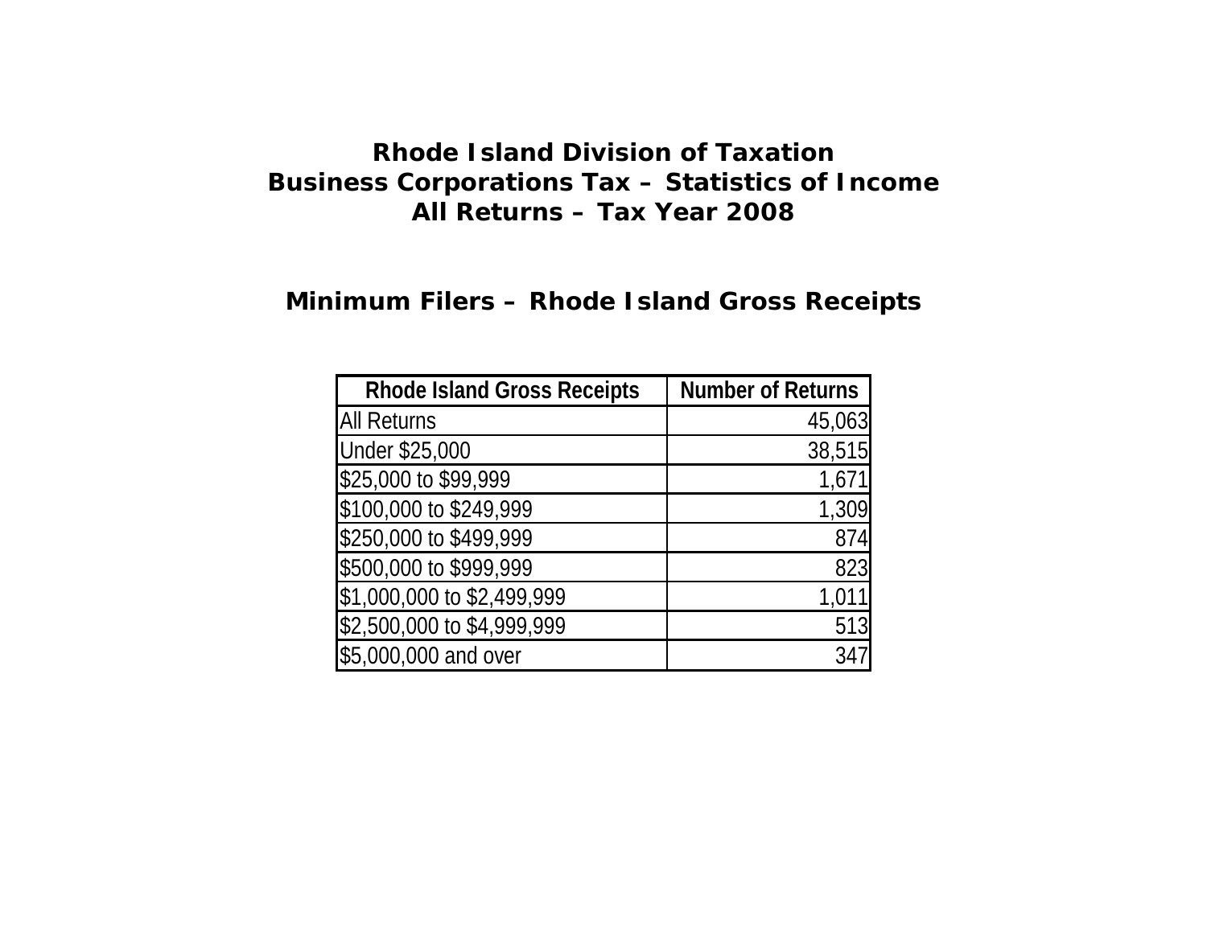# Rhode Island Division of Taxation
# Business Corporations Tax – Statistics of Income
# All Returns – Tax Year 2008

## Minimum Filers – Rhode Island Gross Receipts

| Rhode Island Gross Receipts | Number of Returns |
|---|---:|
| All Returns | 45,063 |
| Under $25,000 | 38,515 |
| $25,000 to $99,999 | 1,671 |
| $100,000 to $249,999 | 1,309 |
| $250,000 to $499,999 | 874 |
| $500,000 to $999,999 | 823 |
| $1,000,000 to $2,499,999 | 1,011 |
| $2,500,000 to $4,999,999 | 513 |
| $5,000,000 and over | 347 |